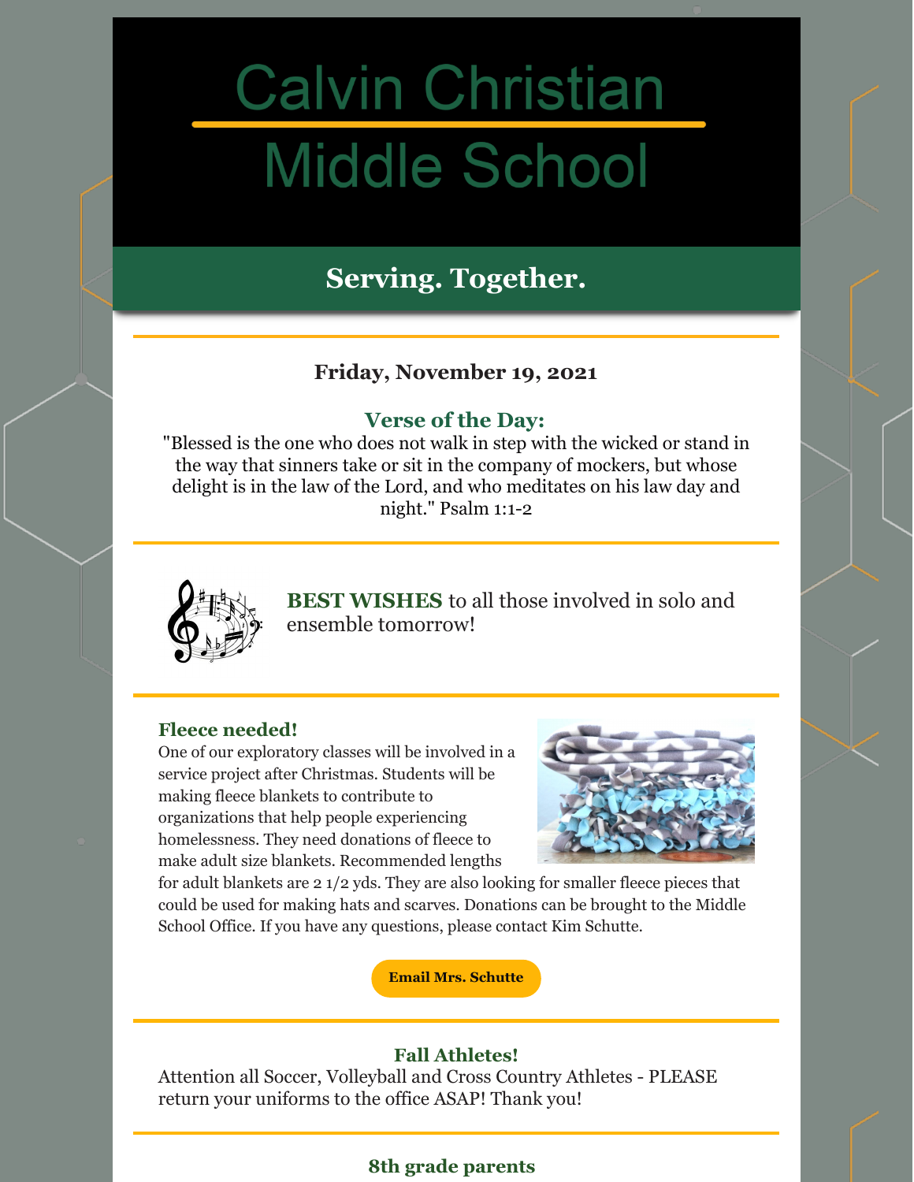# Calvin Christian Middle School

## Serving. Together.

**Friday, November 19, 2021**

### Verse of the Day:

"Blessed is the one who does not walk in step with the wicked or stand in the way that sinners take or sit in the company of mockers, but whose delight is in the law of the Lord, and who meditates on his law day and night." Psalm 1:1-2

**BEST WISHES** to all those involved in solo and ensemble tomorrow!

### Fleece needed!

One of our exploratory classes will be involved in a service project after Christmas. Students will be making fleece blankets to contribute to organizations that help people experiencing homelessness. They need donations of fleece to make adult size blankets. Recommended lengths for adult blankets are 2 1/2 yds. They are also looking for smaller fleece pieces that could be used for making hats and scarves. Donations can be brought to the Middle School Office. If you have any questions, please contact Kim Schutte.

**Email Mrs. Schutte**

### Fall Athletes!

Attention all Soccer, Volleyball and Cross Country Athletes - PLEASE return your uniforms to the office ASAP! Thank you!

### 8th grade parents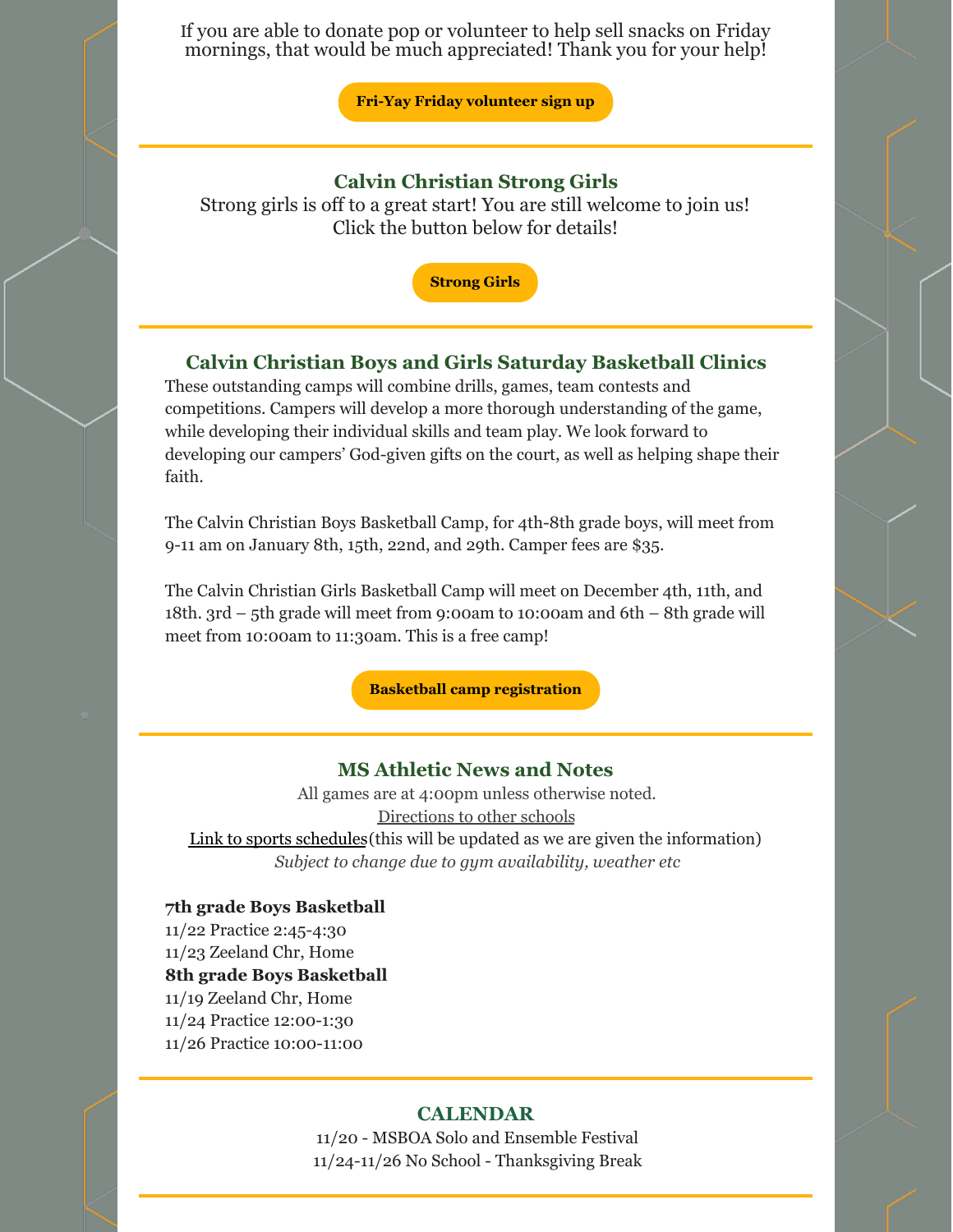If you are able to donate pop or volunteer to help sell snacks on Friday mornings, that would be much appreciated! Thank you for your help!

**Fri-Yay Friday volunteer sign up**

---

## Calvin Christian Strong Girls

Strong girls is off to a great start! You are still welcome to join us! Click the button below for details!

**Strong Girls**

---

## Calvin Christian Boys and Girls Saturday Basketball Clinics

These outstanding camps will combine drills, games, team contests and competitions. Campers will develop a more thorough understanding of the game, while developing their individual skills and team play. We look forward to developing our campers' God-given gifts on the court, as well as helping shape their faith.

The Calvin Christian Boys Basketball Camp, for 4th-8th grade boys, will meet from 9-11 am on January 8th, 15th, 22nd, and 29th. Camper fees are $35.

The Calvin Christian Girls Basketball Camp will meet on December 4th, 11th, and 18th. 3rd – 5th grade will meet from 9:00am to 10:00am and 6th – 8th grade will meet from 10:00am to 11:30am. This is a free camp!

**Basketball camp registration**

---

## MS Athletic News and Notes

All games are at 4:00pm unless otherwise noted.

Directions to other schools

Link to sports schedules(this will be updated as we are given the information)

*Subject to change due to gym availability, weather etc*

**7th grade Boys Basketball**
11/22 Practice 2:45-4:30
11/23 Zeeland Chr, Home

**8th grade Boys Basketball**
11/19 Zeeland Chr, Home
11/24 Practice 12:00-1:30
11/26 Practice 10:00-11:00

---

## CALENDAR

11/20 - MSBOA Solo and Ensemble Festival
11/24-11/26 No School - Thanksgiving Break

---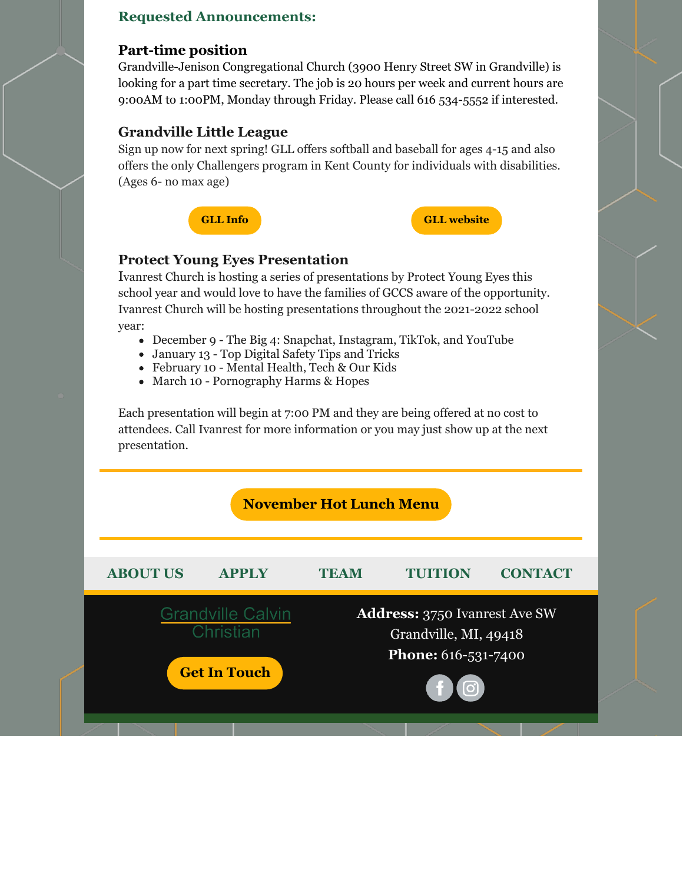## Requested Announcements:

### Part-time position

Grandville-Jenison Congregational Church (3900 Henry Street SW in Grandville) is looking for a part time secretary. The job is 20 hours per week and current hours are 9:00AM to 1:00PM, Monday through Friday. Please call 616 534-5552 if interested.

### Grandville Little League

Sign up now for next spring! GLL offers softball and baseball for ages 4-15 and also offers the only Challengers program in Kent County for individuals with disabilities. (Ages 6- no max age)

**GLL Info** **GLL website**

### Protect Young Eyes Presentation

Ivanrest Church is hosting a series of presentations by Protect Young Eyes this school year and would love to have the families of GCCS aware of the opportunity. Ivanrest Church will be hosting presentations throughout the 2021-2022 school year:

- December 9 - The Big 4: Snapchat, Instagram, TikTok, and YouTube
- January 13 - Top Digital Safety Tips and Tricks
- February 10 - Mental Health, Tech & Our Kids
- March 10 - Pornography Harms & Hopes

Each presentation will begin at 7:00 PM and they are being offered at no cost to attendees. Call Ivanrest for more information or you may just show up at the next presentation.

---

**November Hot Lunch Menu**

---

**ABOUT US** **APPLY** **TEAM** **TUITION** **CONTACT**

Grandville Calvin Christian

**Get In Touch**

**Address:** 3750 Ivanrest Ave SW
Grandville, MI, 49418
**Phone:** 616-531-7400